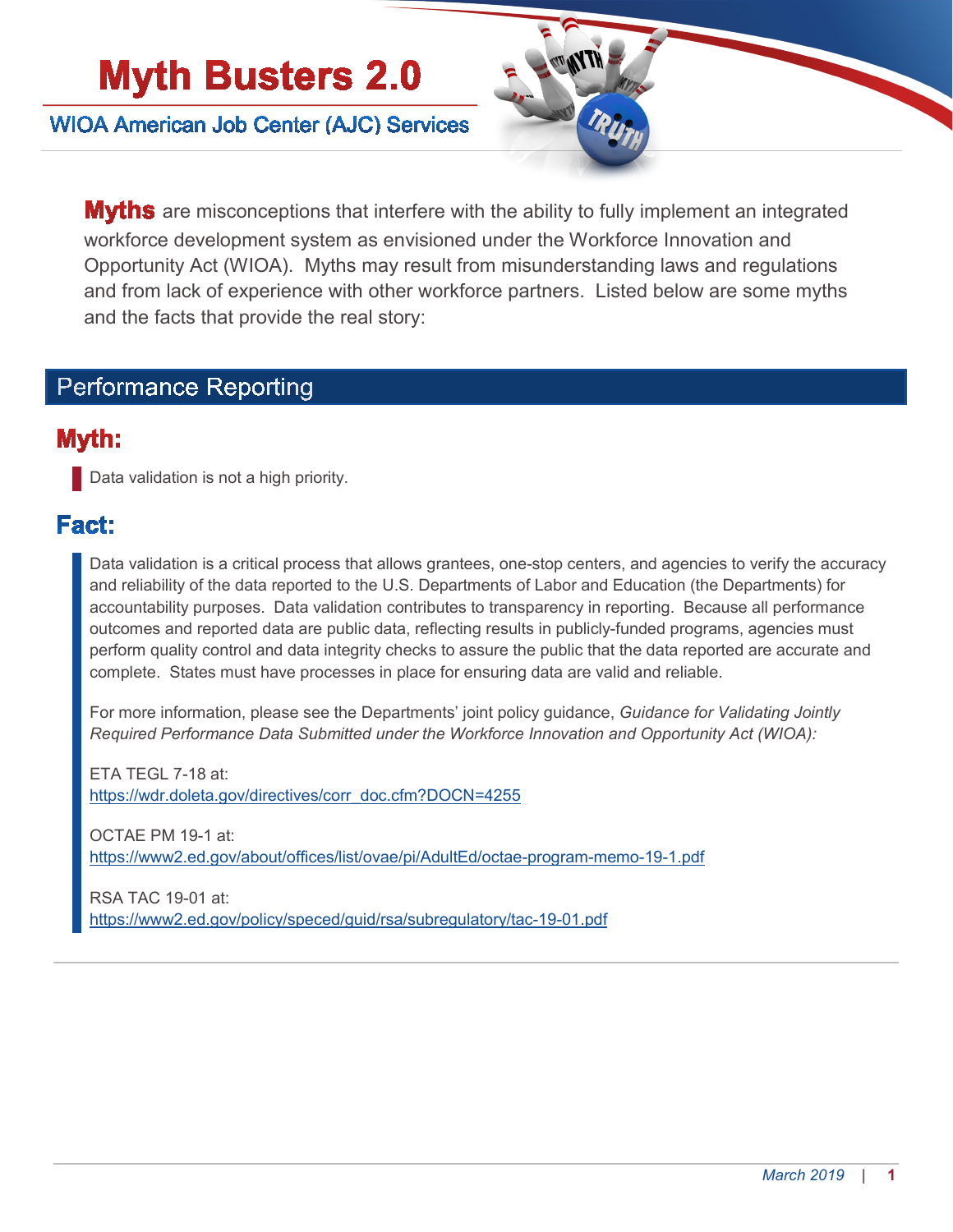# Myth Busters 2.0

## WIOA American Job Center (AJC) Services

**Myths** are misconceptions that interfere with the ability to fully implement an integrated workforce development system as envisioned under the Workforce Innovation and Opportunity Act (WIOA). Myths may result from misunderstanding laws and regulations and from lack of experience with other workforce partners. Listed below are some myths and the facts that provide the real story:

## Performance Reporting

### Myth:

Data validation is not a high priority.

### Fact:

Data validation is a critical process that allows grantees, one-stop centers, and agencies to verify the accuracy and reliability of the data reported to the U.S. Departments of Labor and Education (the Departments) for accountability purposes. Data validation contributes to transparency in reporting. Because all performance outcomes and reported data are public data, reflecting results in publicly-funded programs, agencies must perform quality control and data integrity checks to assure the public that the data reported are accurate and complete. States must have processes in place for ensuring data are valid and reliable.

For more information, please see the Departments' joint policy guidance, *Guidance for Validating Jointly Required Performance Data Submitted under the Workforce Innovation and Opportunity Act (WIOA):*

ETA TEGL 7-18 at:
https://wdr.doleta.gov/directives/corr_doc.cfm?DOCN=4255

OCTAE PM 19-1 at:
https://www2.ed.gov/about/offices/list/ovae/pi/AdultEd/octae-program-memo-19-1.pdf

RSA TAC 19-01 at:
https://www2.ed.gov/policy/speced/guid/rsa/subregulatory/tac-19-01.pdf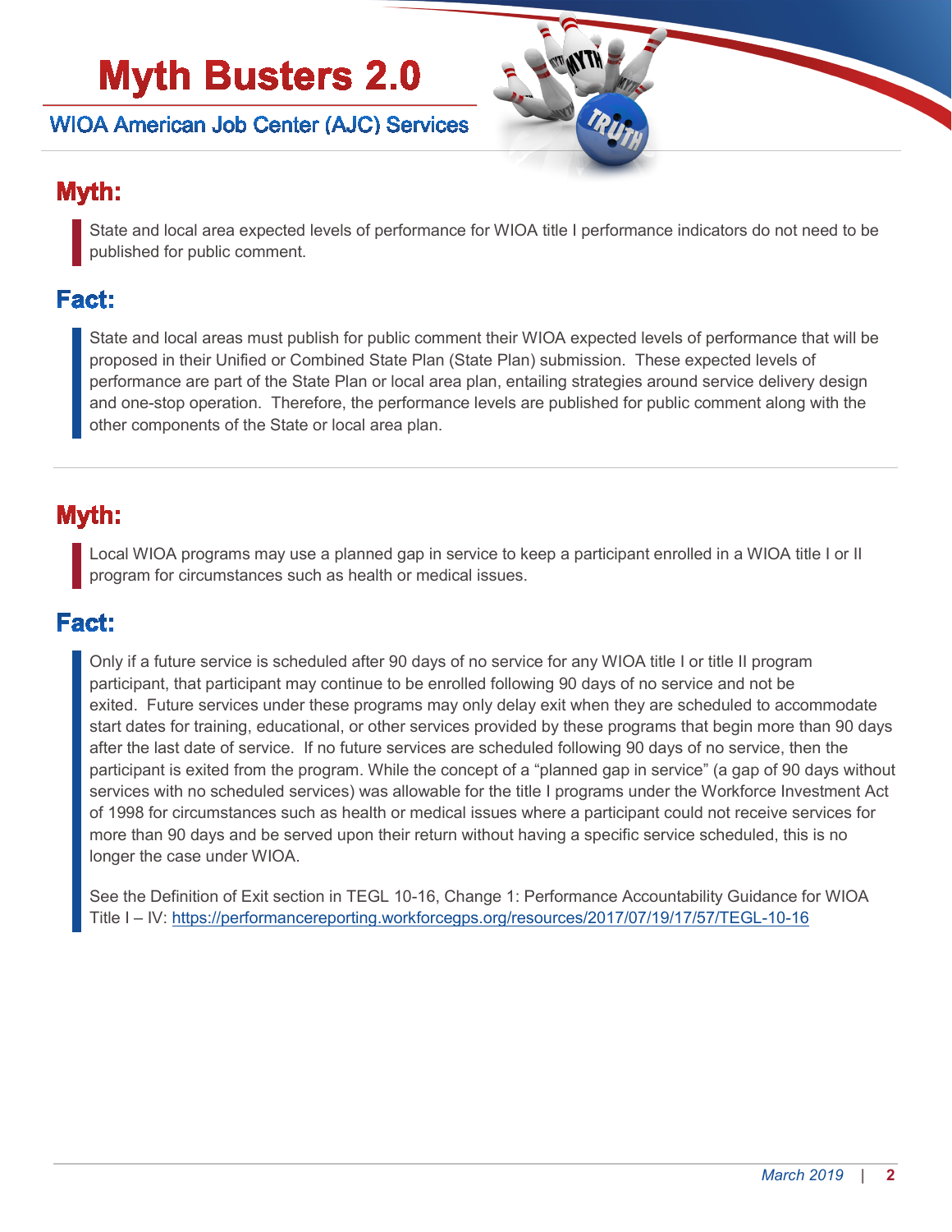# Myth Busters 2.0

## WIOA American Job Center (AJC) Services

## Myth:

State and local area expected levels of performance for WIOA title I performance indicators do not need to be published for public comment.

## Fact:

State and local areas must publish for public comment their WIOA expected levels of performance that will be proposed in their Unified or Combined State Plan (State Plan) submission. These expected levels of performance are part of the State Plan or local area plan, entailing strategies around service delivery design and one-stop operation. Therefore, the performance levels are published for public comment along with the other components of the State or local area plan.

---

## Myth:

Local WIOA programs may use a planned gap in service to keep a participant enrolled in a WIOA title I or II program for circumstances such as health or medical issues.

## Fact:

Only if a future service is scheduled after 90 days of no service for any WIOA title I or title II program participant, that participant may continue to be enrolled following 90 days of no service and not be exited. Future services under these programs may only delay exit when they are scheduled to accommodate start dates for training, educational, or other services provided by these programs that begin more than 90 days after the last date of service. If no future services are scheduled following 90 days of no service, then the participant is exited from the program. While the concept of a "planned gap in service" (a gap of 90 days without services with no scheduled services) was allowable for the title I programs under the Workforce Investment Act of 1998 for circumstances such as health or medical issues where a participant could not receive services for more than 90 days and be served upon their return without having a specific service scheduled, this is no longer the case under WIOA.

See the Definition of Exit section in TEGL 10-16, Change 1: Performance Accountability Guidance for WIOA Title I – IV: https://performancereporting.workforcegps.org/resources/2017/07/19/17/57/TEGL-10-16

March 2019